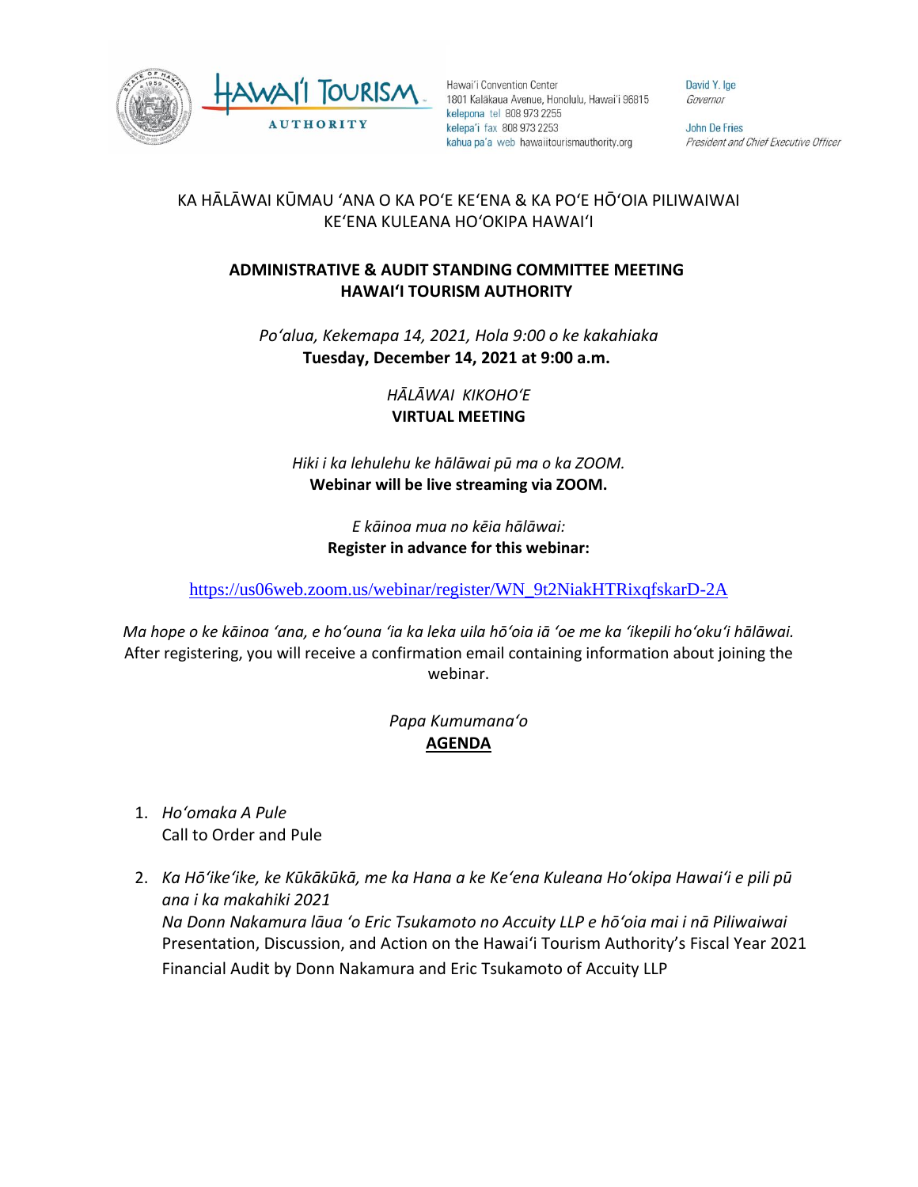Hawaiʻi Convention Center
1801 Kalākaua Avenue, Honolulu, Hawaiʻi 96815
kelepona tel 808 973 2255
kelepaʻi fax 808 973 2253
kahua paʻa web hawaiitourismauthority.org

David Y. Ige
*Governor*

John De Fries
*President and Chief Executive Officer*

KA HĀLĀWAI KŪMAU ʻANA O KA POʻE KEʻENA & KA POʻE HŌʻOIA PILIWAIWAI
KEʻENA KULEANA HOʻOKIPA HAWAIʻI

**ADMINISTRATIVE & AUDIT STANDING COMMITTEE MEETING**
**HAWAIʻI TOURISM AUTHORITY**

*Poʻalua, Kekemapa 14, 2021, Hola 9:00 o ke kakahiaka*
**Tuesday, December 14, 2021 at 9:00 a.m.**

*HĀLĀWAI KIKOHOʻE*
**VIRTUAL MEETING**

*Hiki i ka lehulehu ke hālāwai pū ma o ka ZOOM.*
**Webinar will be live streaming via ZOOM.**

*E kāinoa mua no kēia hālāwai:*
**Register in advance for this webinar:**

https://us06web.zoom.us/webinar/register/WN_9t2NiakHTRixqfskarD-2A

*Ma hope o ke kāinoa ʻana, e hoʻouna ʻia ka leka uila hōʻoia iā ʻoe me ka ʻikepili hoʻokuʻi hālāwai.*
After registering, you will receive a confirmation email containing information about joining the webinar.

*Papa Kumumanaʻo*
**AGENDA**

1. *Hoʻomaka A Pule*
   Call to Order and Pule

2. *Ka Hōʻikeʻike, ke Kūkākūkā, me ka Hana a ke Keʻena Kuleana Hoʻokipa Hawaiʻi e pili pū ana i ka makahiki 2021*
   *Na Donn Nakamura lāua ʻo Eric Tsukamoto no Accuity LLP e hōʻoia mai i nā Piliwaiwai*
   Presentation, Discussion, and Action on the Hawaiʻi Tourism Authority's Fiscal Year 2021 Financial Audit by Donn Nakamura and Eric Tsukamoto of Accuity LLP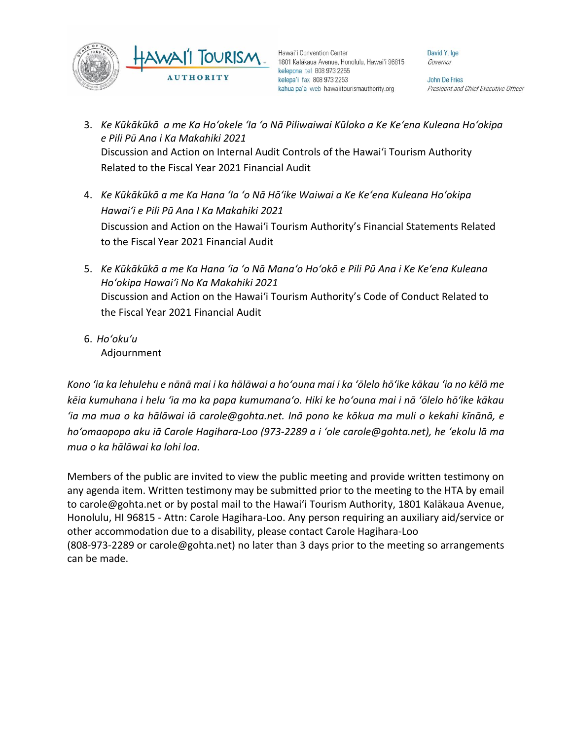3. *Ke Kūkākūkā a me Ka Hoʻokele ʻIa ʻo Nā Piliwaiwai Kūloko a Ke Keʻena Kuleana Hoʻokipa e Pili Pū Ana i Ka Makahiki 2021*
   Discussion and Action on Internal Audit Controls of the Hawaiʻi Tourism Authority Related to the Fiscal Year 2021 Financial Audit

4. *Ke Kūkākūkā a me Ka Hana ʻIa ʻo Nā Hōʻike Waiwai a Ke Keʻena Kuleana Hoʻokipa Hawaiʻi e Pili Pū Ana I Ka Makahiki 2021*
   Discussion and Action on the Hawaiʻi Tourism Authority's Financial Statements Related to the Fiscal Year 2021 Financial Audit

5. *Ke Kūkākūkā a me Ka Hana ʻia ʻo Nā Manaʻo Hoʻokō e Pili Pū Ana i Ke Keʻena Kuleana Hoʻokipa Hawaiʻi No Ka Makahiki 2021*
   Discussion and Action on the Hawaiʻi Tourism Authority's Code of Conduct Related to the Fiscal Year 2021 Financial Audit

6. *Hoʻokuʻu*
   Adjournment

*Kono ʻia ka lehulehu e nānā mai i ka hālāwai a hoʻouna mai i ka ʻōlelo hōʻike kākau ʻia no kēlā me kēia kumuhana i helu ʻia ma ka papa kumumanaʻo. Hiki ke hoʻouna mai i nā ʻōlelo hōʻike kākau ʻia ma mua o ka hālāwai iā carole@gohta.net. Inā pono ke kōkua ma muli o kekahi kīnānā, e hoʻomaopopo aku iā Carole Hagihara-Loo (973-2289 a i ʻole carole@gohta.net), he ʻekolu lā ma mua o ka hālāwai ka lohi loa.*

Members of the public are invited to view the public meeting and provide written testimony on any agenda item. Written testimony may be submitted prior to the meeting to the HTA by email to carole@gohta.net or by postal mail to the Hawaiʻi Tourism Authority, 1801 Kalākaua Avenue, Honolulu, HI 96815 - Attn: Carole Hagihara-Loo. Any person requiring an auxiliary aid/service or other accommodation due to a disability, please contact Carole Hagihara-Loo (808-973-2289 or carole@gohta.net) no later than 3 days prior to the meeting so arrangements can be made.